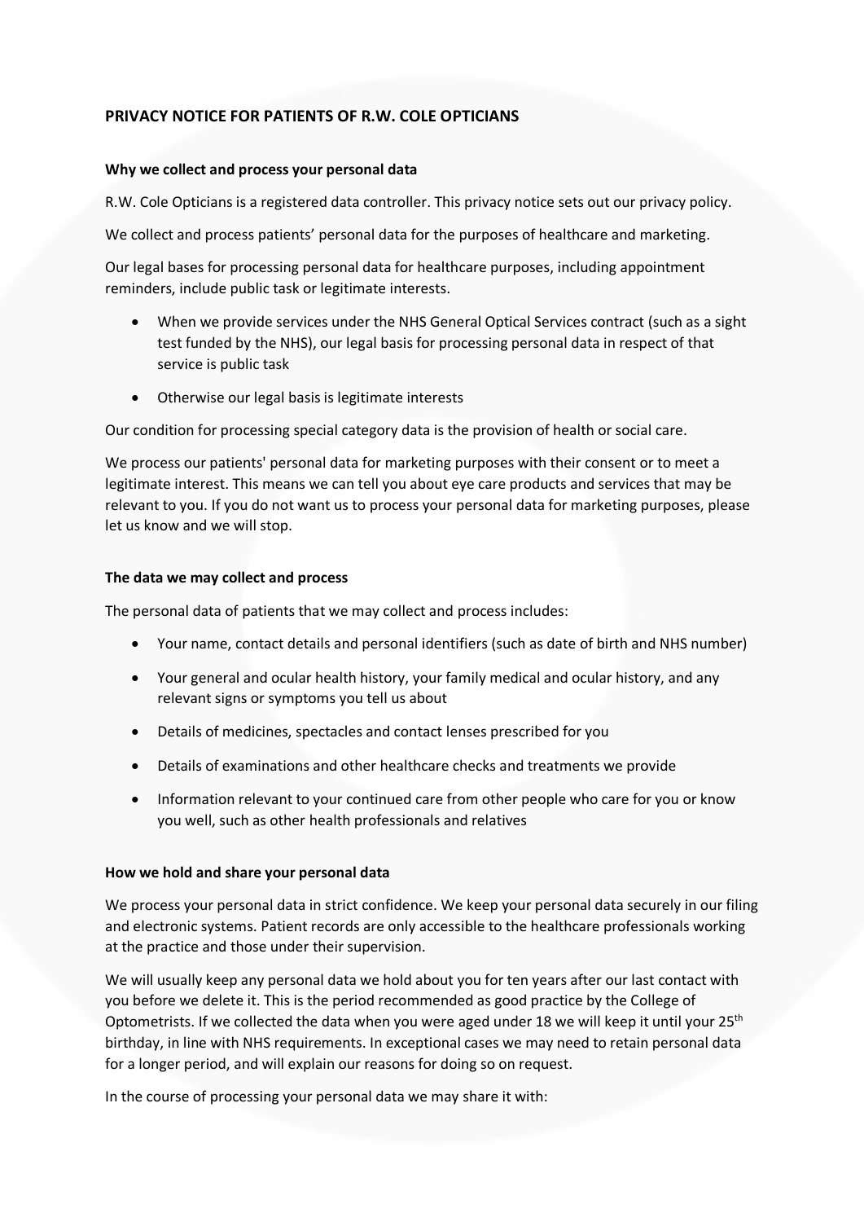# PRIVACY NOTICE FOR PATIENTS OF R.W. COLE OPTICIANS

## Why we collect and process your personal data

R.W. Cole Opticians is a registered data controller. This privacy notice sets out our privacy policy.

We collect and process patients' personal data for the purposes of healthcare and marketing.

Our legal bases for processing personal data for healthcare purposes, including appointment reminders, include public task or legitimate interests.

- When we provide services under the NHS General Optical Services contract (such as a sight test funded by the NHS), our legal basis for processing personal data in respect of that service is public task
- Otherwise our legal basis is legitimate interests

Our condition for processing special category data is the provision of health or social care.

We process our patients' personal data for marketing purposes with their consent or to meet a legitimate interest. This means we can tell you about eye care products and services that may be relevant to you. If you do not want us to process your personal data for marketing purposes, please let us know and we will stop.

## The data we may collect and process

The personal data of patients that we may collect and process includes:

- Your name, contact details and personal identifiers (such as date of birth and NHS number)
- Your general and ocular health history, your family medical and ocular history, and any relevant signs or symptoms you tell us about
- Details of medicines, spectacles and contact lenses prescribed for you
- Details of examinations and other healthcare checks and treatments we provide
- Information relevant to your continued care from other people who care for you or know you well, such as other health professionals and relatives

## How we hold and share your personal data

We process your personal data in strict confidence. We keep your personal data securely in our filing and electronic systems. Patient records are only accessible to the healthcare professionals working at the practice and those under their supervision.

We will usually keep any personal data we hold about you for ten years after our last contact with you before we delete it. This is the period recommended as good practice by the College of Optometrists. If we collected the data when you were aged under 18 we will keep it until your 25th birthday, in line with NHS requirements. In exceptional cases we may need to retain personal data for a longer period, and will explain our reasons for doing so on request.

In the course of processing your personal data we may share it with: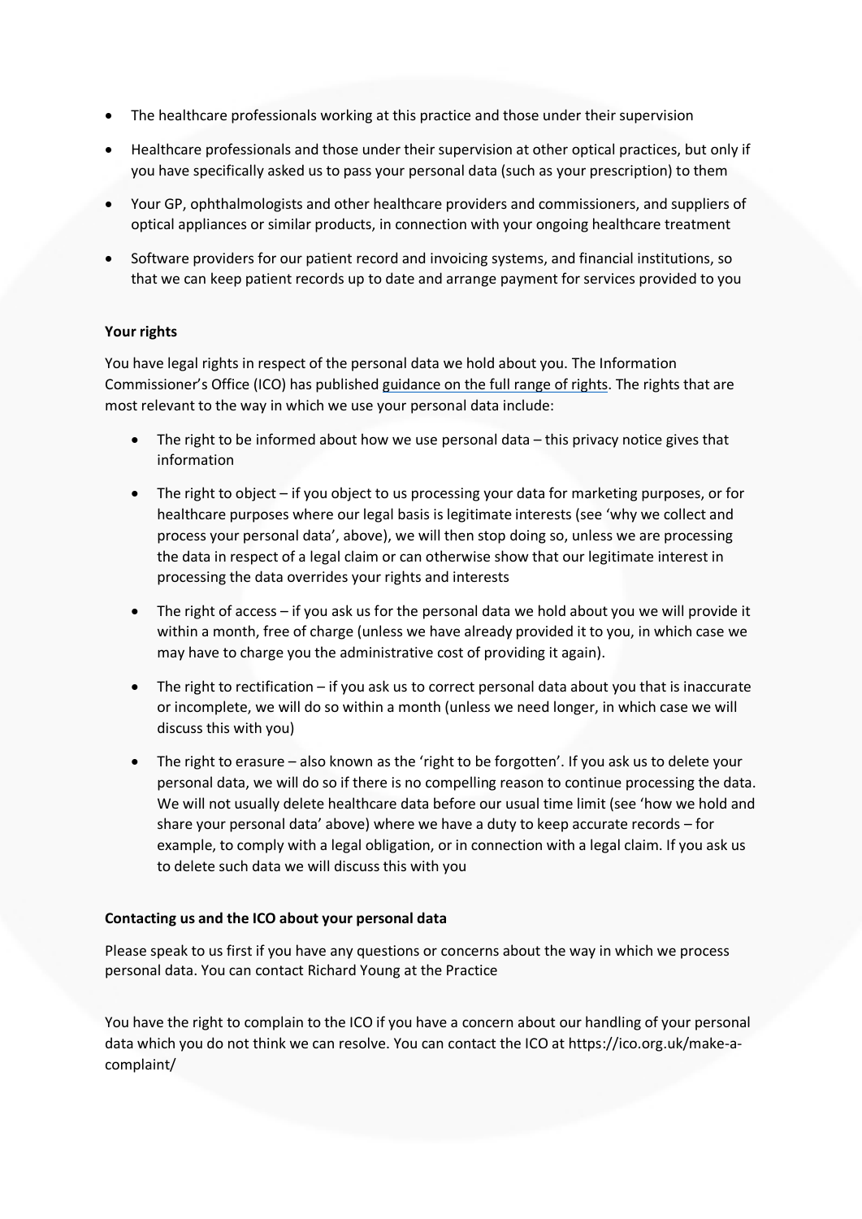- The healthcare professionals working at this practice and those under their supervision
- Healthcare professionals and those under their supervision at other optical practices, but only if you have specifically asked us to pass your personal data (such as your prescription) to them
- Your GP, ophthalmologists and other healthcare providers and commissioners, and suppliers of optical appliances or similar products, in connection with your ongoing healthcare treatment
- Software providers for our patient record and invoicing systems, and financial institutions, so that we can keep patient records up to date and arrange payment for services provided to you

**Your rights**

You have legal rights in respect of the personal data we hold about you. The Information Commissioner's Office (ICO) has published guidance on the full range of rights. The rights that are most relevant to the way in which we use your personal data include:

- The right to be informed about how we use personal data – this privacy notice gives that information
- The right to object – if you object to us processing your data for marketing purposes, or for healthcare purposes where our legal basis is legitimate interests (see 'why we collect and process your personal data', above), we will then stop doing so, unless we are processing the data in respect of a legal claim or can otherwise show that our legitimate interest in processing the data overrides your rights and interests
- The right of access – if you ask us for the personal data we hold about you we will provide it within a month, free of charge (unless we have already provided it to you, in which case we may have to charge you the administrative cost of providing it again).
- The right to rectification – if you ask us to correct personal data about you that is inaccurate or incomplete, we will do so within a month (unless we need longer, in which case we will discuss this with you)
- The right to erasure – also known as the 'right to be forgotten'. If you ask us to delete your personal data, we will do so if there is no compelling reason to continue processing the data. We will not usually delete healthcare data before our usual time limit (see 'how we hold and share your personal data' above) where we have a duty to keep accurate records – for example, to comply with a legal obligation, or in connection with a legal claim. If you ask us to delete such data we will discuss this with you

**Contacting us and the ICO about your personal data**

Please speak to us first if you have any questions or concerns about the way in which we process personal data. You can contact Richard Young at the Practice

You have the right to complain to the ICO if you have a concern about our handling of your personal data which you do not think we can resolve. You can contact the ICO at https://ico.org.uk/make-a-complaint/